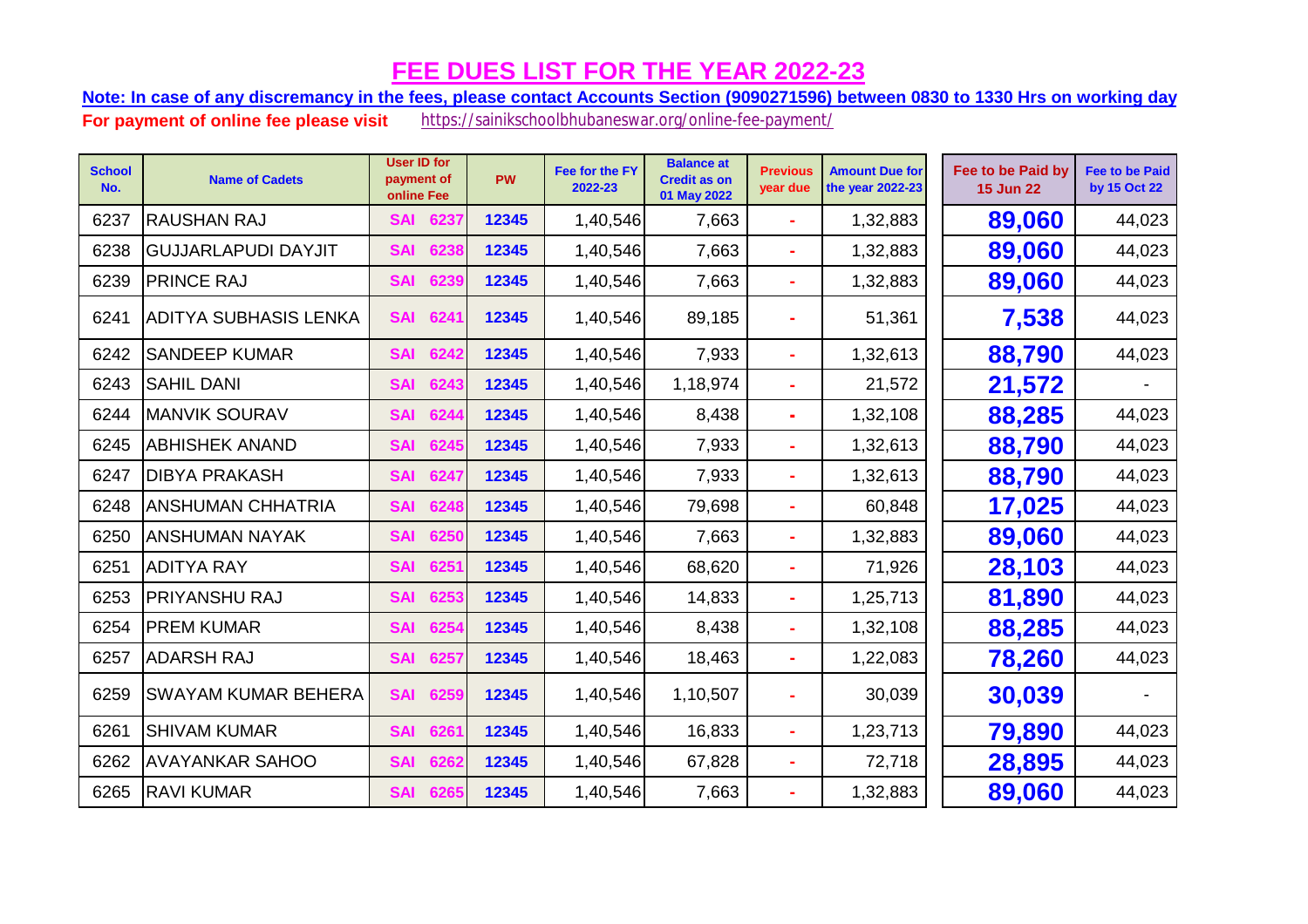# FEE DUES LIST FOR THE YEAR 2022-23

**Note: In case of any discremancy in the fees, please contact Accounts Section (9090271596) between 0830 to 1330 Hrs on working day**

**For payment of online fee please visit** https://sainikschoolbhubaneswar.org/online-fee-payment/

| School No. | Name of Cadets | User ID for payment of online Fee | PW | Fee for the FY 2022-23 | Balance at Credit as on 01 May 2022 | Previous year due | Amount Due for the year 2022-23 | Fee to be Paid by 15 Jun 22 | Fee to be Paid by 15 Oct 22 |
|---|---|---|---|---|---|---|---|---|---|
| 6237 | RAUSHAN RAJ | SAI 6237 | 12345 | 1,40,546 | 7,663 | - | 1,32,883 | 89,060 | 44,023 |
| 6238 | GUJJARLAPUDI DAYJIT | SAI 6238 | 12345 | 1,40,546 | 7,663 | - | 1,32,883 | 89,060 | 44,023 |
| 6239 | PRINCE RAJ | SAI 6239 | 12345 | 1,40,546 | 7,663 | - | 1,32,883 | 89,060 | 44,023 |
| 6241 | ADITYA SUBHASIS LENKA | SAI 6241 | 12345 | 1,40,546 | 89,185 | - | 51,361 | 7,538 | 44,023 |
| 6242 | SANDEEP KUMAR | SAI 6242 | 12345 | 1,40,546 | 7,933 | - | 1,32,613 | 88,790 | 44,023 |
| 6243 | SAHIL DANI | SAI 6243 | 12345 | 1,40,546 | 1,18,974 | - | 21,572 | 21,572 | - |
| 6244 | MANVIK SOURAV | SAI 6244 | 12345 | 1,40,546 | 8,438 | - | 1,32,108 | 88,285 | 44,023 |
| 6245 | ABHISHEK ANAND | SAI 6245 | 12345 | 1,40,546 | 7,933 | - | 1,32,613 | 88,790 | 44,023 |
| 6247 | DIBYA PRAKASH | SAI 6247 | 12345 | 1,40,546 | 7,933 | - | 1,32,613 | 88,790 | 44,023 |
| 6248 | ANSHUMAN CHHATRIA | SAI 6248 | 12345 | 1,40,546 | 79,698 | - | 60,848 | 17,025 | 44,023 |
| 6250 | ANSHUMAN NAYAK | SAI 6250 | 12345 | 1,40,546 | 7,663 | - | 1,32,883 | 89,060 | 44,023 |
| 6251 | ADITYA RAY | SAI 6251 | 12345 | 1,40,546 | 68,620 | - | 71,926 | 28,103 | 44,023 |
| 6253 | PRIYANSHU RAJ | SAI 6253 | 12345 | 1,40,546 | 14,833 | - | 1,25,713 | 81,890 | 44,023 |
| 6254 | PREM KUMAR | SAI 6254 | 12345 | 1,40,546 | 8,438 | - | 1,32,108 | 88,285 | 44,023 |
| 6257 | ADARSH RAJ | SAI 6257 | 12345 | 1,40,546 | 18,463 | - | 1,22,083 | 78,260 | 44,023 |
| 6259 | SWAYAM KUMAR BEHERA | SAI 6259 | 12345 | 1,40,546 | 1,10,507 | - | 30,039 | 30,039 | - |
| 6261 | SHIVAM KUMAR | SAI 6261 | 12345 | 1,40,546 | 16,833 | - | 1,23,713 | 79,890 | 44,023 |
| 6262 | AVAYANKAR SAHOO | SAI 6262 | 12345 | 1,40,546 | 67,828 | - | 72,718 | 28,895 | 44,023 |
| 6265 | RAVI KUMAR | SAI 6265 | 12345 | 1,40,546 | 7,663 | - | 1,32,883 | 89,060 | 44,023 |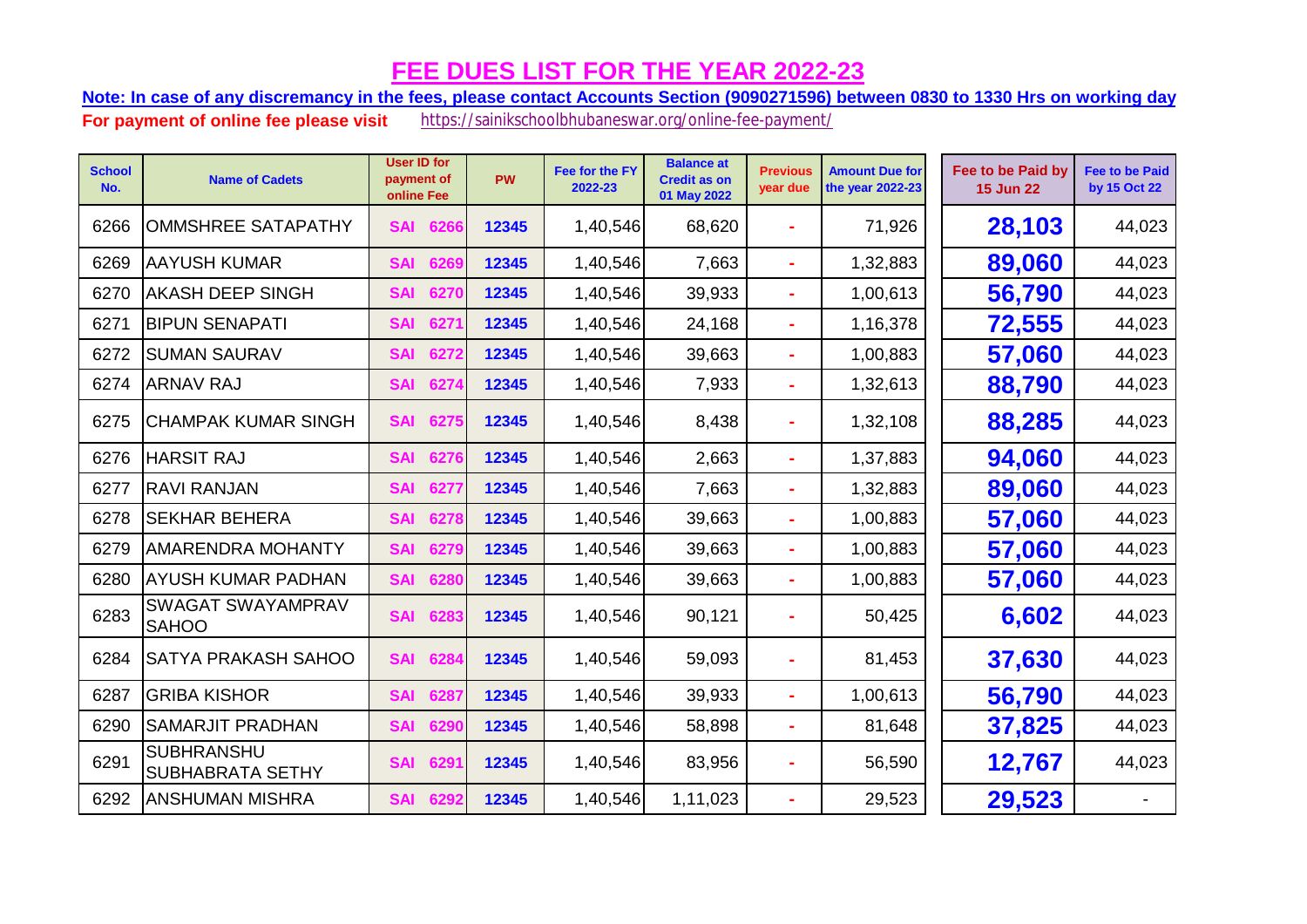# FEE DUES LIST FOR THE YEAR 2022-23

**Note: In case of any discremancy in the fees, please contact Accounts Section (9090271596) between 0830 to 1330 Hrs on working day**

**For payment of online fee please visit** https://sainikschoolbhubaneswar.org/online-fee-payment/

| School No. | Name of Cadets | User ID for payment of online Fee | | PW | Fee for the FY 2022-23 | Balance at Credit as on 01 May 2022 | Previous year due | Amount Due for the year 2022-23 | Fee to be Paid by 15 Jun 22 | Fee to be Paid by 15 Oct 22 |
|---|---|---|---|---|---|---|---|---|---|---|
| 6266 | OMMSHREE SATAPATHY | SAI | 6266 | 12345 | 1,40,546 | 68,620 | - | 71,926 | 28,103 | 44,023 |
| 6269 | AAYUSH KUMAR | SAI | 6269 | 12345 | 1,40,546 | 7,663 | - | 1,32,883 | 89,060 | 44,023 |
| 6270 | AKASH DEEP SINGH | SAI | 6270 | 12345 | 1,40,546 | 39,933 | - | 1,00,613 | 56,790 | 44,023 |
| 6271 | BIPUN SENAPATI | SAI | 6271 | 12345 | 1,40,546 | 24,168 | - | 1,16,378 | 72,555 | 44,023 |
| 6272 | SUMAN SAURAV | SAI | 6272 | 12345 | 1,40,546 | 39,663 | - | 1,00,883 | 57,060 | 44,023 |
| 6274 | ARNAV RAJ | SAI | 6274 | 12345 | 1,40,546 | 7,933 | - | 1,32,613 | 88,790 | 44,023 |
| 6275 | CHAMPAK KUMAR SINGH | SAI | 6275 | 12345 | 1,40,546 | 8,438 | - | 1,32,108 | 88,285 | 44,023 |
| 6276 | HARSIT RAJ | SAI | 6276 | 12345 | 1,40,546 | 2,663 | - | 1,37,883 | 94,060 | 44,023 |
| 6277 | RAVI RANJAN | SAI | 6277 | 12345 | 1,40,546 | 7,663 | - | 1,32,883 | 89,060 | 44,023 |
| 6278 | SEKHAR BEHERA | SAI | 6278 | 12345 | 1,40,546 | 39,663 | - | 1,00,883 | 57,060 | 44,023 |
| 6279 | AMARENDRA MOHANTY | SAI | 6279 | 12345 | 1,40,546 | 39,663 | - | 1,00,883 | 57,060 | 44,023 |
| 6280 | AYUSH KUMAR PADHAN | SAI | 6280 | 12345 | 1,40,546 | 39,663 | - | 1,00,883 | 57,060 | 44,023 |
| 6283 | SWAGAT SWAYAMPRAV SAHOO | SAI | 6283 | 12345 | 1,40,546 | 90,121 | - | 50,425 | 6,602 | 44,023 |
| 6284 | SATYA PRAKASH SAHOO | SAI | 6284 | 12345 | 1,40,546 | 59,093 | - | 81,453 | 37,630 | 44,023 |
| 6287 | GRIBA KISHOR | SAI | 6287 | 12345 | 1,40,546 | 39,933 | - | 1,00,613 | 56,790 | 44,023 |
| 6290 | SAMARJIT PRADHAN | SAI | 6290 | 12345 | 1,40,546 | 58,898 | - | 81,648 | 37,825 | 44,023 |
| 6291 | SUBHRANSHU SUBHABRATA SETHY | SAI | 6291 | 12345 | 1,40,546 | 83,956 | - | 56,590 | 12,767 | 44,023 |
| 6292 | ANSHUMAN MISHRA | SAI | 6292 | 12345 | 1,40,546 | 1,11,023 | - | 29,523 | 29,523 | - |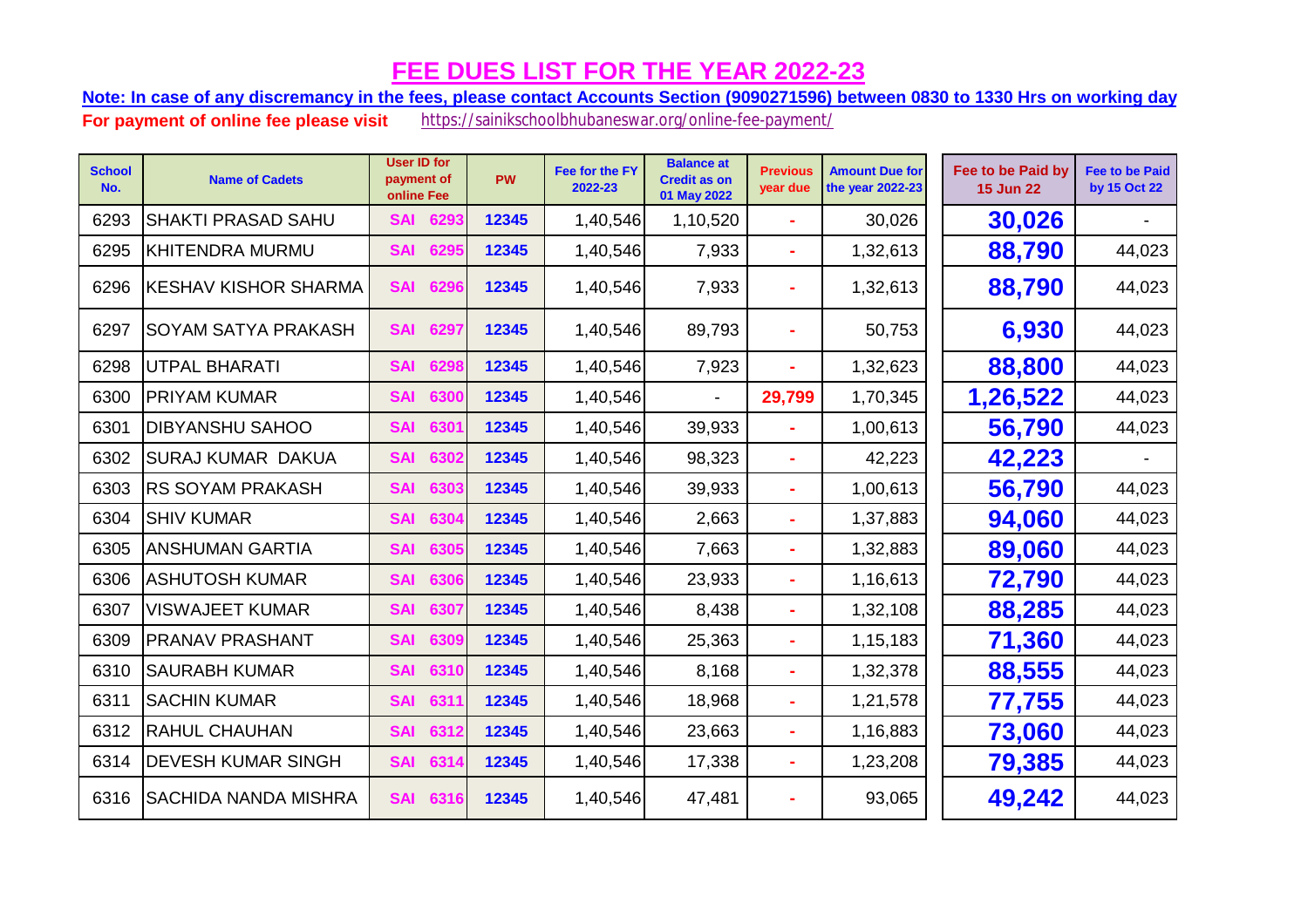# FEE DUES LIST FOR THE YEAR 2022-23

**Note: In case of any discremancy in the fees, please contact Accounts Section (9090271596) between 0830 to 1330 Hrs on working day**

**For payment of online fee please visit** https://sainikschoolbhubaneswar.org/online-fee-payment/

| School No. | Name of Cadets | User ID for payment of online Fee | PW | Fee for the FY 2022-23 | Balance at Credit as on 01 May 2022 | Previous year due | Amount Due for the year 2022-23 | Fee to be Paid by 15 Jun 22 | Fee to be Paid by 15 Oct 22 |
|---|---|---|---|---|---|---|---|---|---|
| 6293 | SHAKTI PRASAD SAHU | SAI 6293 | 12345 | 1,40,546 | 1,10,520 | - | 30,026 | 30,026 | - |
| 6295 | KHITENDRA MURMU | SAI 6295 | 12345 | 1,40,546 | 7,933 | - | 1,32,613 | 88,790 | 44,023 |
| 6296 | KESHAV KISHOR SHARMA | SAI 6296 | 12345 | 1,40,546 | 7,933 | - | 1,32,613 | 88,790 | 44,023 |
| 6297 | SOYAM SATYA PRAKASH | SAI 6297 | 12345 | 1,40,546 | 89,793 | - | 50,753 | 6,930 | 44,023 |
| 6298 | UTPAL BHARATI | SAI 6298 | 12345 | 1,40,546 | 7,923 | - | 1,32,623 | 88,800 | 44,023 |
| 6300 | PRIYAM KUMAR | SAI 6300 | 12345 | 1,40,546 | - | 29,799 | 1,70,345 | 1,26,522 | 44,023 |
| 6301 | DIBYANSHU SAHOO | SAI 6301 | 12345 | 1,40,546 | 39,933 | - | 1,00,613 | 56,790 | 44,023 |
| 6302 | SURAJ KUMAR DAKUA | SAI 6302 | 12345 | 1,40,546 | 98,323 | - | 42,223 | 42,223 | - |
| 6303 | RS SOYAM PRAKASH | SAI 6303 | 12345 | 1,40,546 | 39,933 | - | 1,00,613 | 56,790 | 44,023 |
| 6304 | SHIV KUMAR | SAI 6304 | 12345 | 1,40,546 | 2,663 | - | 1,37,883 | 94,060 | 44,023 |
| 6305 | ANSHUMAN GARTIA | SAI 6305 | 12345 | 1,40,546 | 7,663 | - | 1,32,883 | 89,060 | 44,023 |
| 6306 | ASHUTOSH KUMAR | SAI 6306 | 12345 | 1,40,546 | 23,933 | - | 1,16,613 | 72,790 | 44,023 |
| 6307 | VISWAJEET KUMAR | SAI 6307 | 12345 | 1,40,546 | 8,438 | - | 1,32,108 | 88,285 | 44,023 |
| 6309 | PRANAV PRASHANT | SAI 6309 | 12345 | 1,40,546 | 25,363 | - | 1,15,183 | 71,360 | 44,023 |
| 6310 | SAURABH KUMAR | SAI 6310 | 12345 | 1,40,546 | 8,168 | - | 1,32,378 | 88,555 | 44,023 |
| 6311 | SACHIN KUMAR | SAI 6311 | 12345 | 1,40,546 | 18,968 | - | 1,21,578 | 77,755 | 44,023 |
| 6312 | RAHUL CHAUHAN | SAI 6312 | 12345 | 1,40,546 | 23,663 | - | 1,16,883 | 73,060 | 44,023 |
| 6314 | DEVESH KUMAR SINGH | SAI 6314 | 12345 | 1,40,546 | 17,338 | - | 1,23,208 | 79,385 | 44,023 |
| 6316 | SACHIDA NANDA MISHRA | SAI 6316 | 12345 | 1,40,546 | 47,481 | - | 93,065 | 49,242 | 44,023 |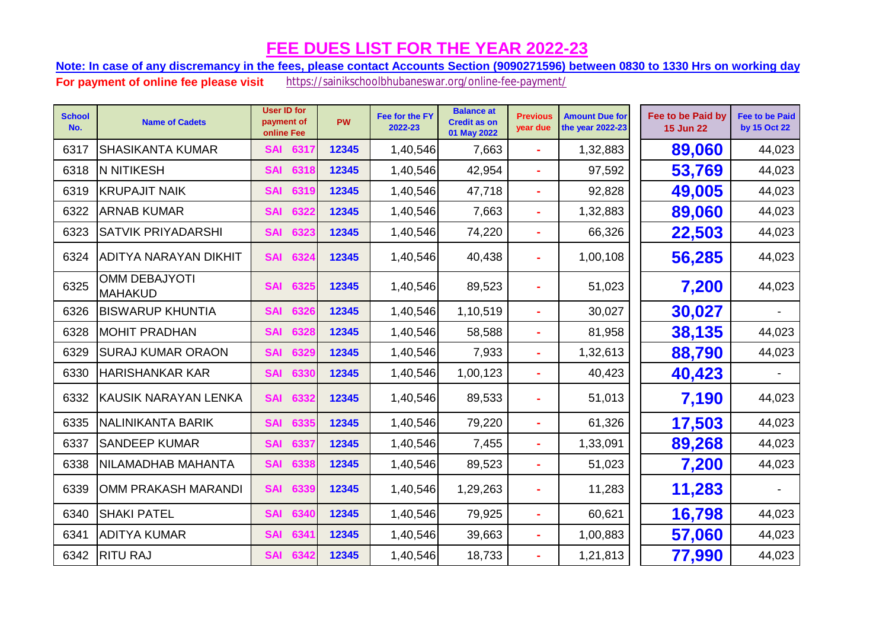# FEE DUES LIST FOR THE YEAR 2022-23

**Note: In case of any discremancy in the fees, please contact Accounts Section (9090271596) between 0830 to 1330 Hrs on working day**

**For payment of online fee please visit** https://sainikschoolbhubaneswar.org/online-fee-payment/

| School No. | Name of Cadets | User ID for payment of online Fee | PW | Fee for the FY 2022-23 | Balance at Credit as on 01 May 2022 | Previous year due | Amount Due for the year 2022-23 | Fee to be Paid by 15 Jun 22 | Fee to be Paid by 15 Oct 22 |
|---|---|---|---|---|---|---|---|---|---|
| 6317 | SHASIKANTA KUMAR | SAI 6317 | 12345 | 1,40,546 | 7,663 | - | 1,32,883 | **89,060** | 44,023 |
| 6318 | N NITIKESH | SAI 6318 | 12345 | 1,40,546 | 42,954 | - | 97,592 | **53,769** | 44,023 |
| 6319 | KRUPAJIT NAIK | SAI 6319 | 12345 | 1,40,546 | 47,718 | - | 92,828 | **49,005** | 44,023 |
| 6322 | ARNAB KUMAR | SAI 6322 | 12345 | 1,40,546 | 7,663 | - | 1,32,883 | **89,060** | 44,023 |
| 6323 | SATVIK PRIYADARSHI | SAI 6323 | 12345 | 1,40,546 | 74,220 | - | 66,326 | **22,503** | 44,023 |
| 6324 | ADITYA NARAYAN DIKHIT | SAI 6324 | 12345 | 1,40,546 | 40,438 | - | 1,00,108 | **56,285** | 44,023 |
| 6325 | OMM DEBAJYOTI MAHAKUD | SAI 6325 | 12345 | 1,40,546 | 89,523 | - | 51,023 | **7,200** | 44,023 |
| 6326 | BISWARUP KHUNTIA | SAI 6326 | 12345 | 1,40,546 | 1,10,519 | - | 30,027 | **30,027** | - |
| 6328 | MOHIT PRADHAN | SAI 6328 | 12345 | 1,40,546 | 58,588 | - | 81,958 | **38,135** | 44,023 |
| 6329 | SURAJ KUMAR ORAON | SAI 6329 | 12345 | 1,40,546 | 7,933 | - | 1,32,613 | **88,790** | 44,023 |
| 6330 | HARISHANKAR KAR | SAI 6330 | 12345 | 1,40,546 | 1,00,123 | - | 40,423 | **40,423** | - |
| 6332 | KAUSIK NARAYAN LENKA | SAI 6332 | 12345 | 1,40,546 | 89,533 | - | 51,013 | **7,190** | 44,023 |
| 6335 | NALINIKANTA BARIK | SAI 6335 | 12345 | 1,40,546 | 79,220 | - | 61,326 | **17,503** | 44,023 |
| 6337 | SANDEEP KUMAR | SAI 6337 | 12345 | 1,40,546 | 7,455 | - | 1,33,091 | **89,268** | 44,023 |
| 6338 | NILAMADHAB MAHANTA | SAI 6338 | 12345 | 1,40,546 | 89,523 | - | 51,023 | **7,200** | 44,023 |
| 6339 | OMM PRAKASH MARANDI | SAI 6339 | 12345 | 1,40,546 | 1,29,263 | - | 11,283 | **11,283** | - |
| 6340 | SHAKI PATEL | SAI 6340 | 12345 | 1,40,546 | 79,925 | - | 60,621 | **16,798** | 44,023 |
| 6341 | ADITYA KUMAR | SAI 6341 | 12345 | 1,40,546 | 39,663 | - | 1,00,883 | **57,060** | 44,023 |
| 6342 | RITU RAJ | SAI 6342 | 12345 | 1,40,546 | 18,733 | - | 1,21,813 | **77,990** | 44,023 |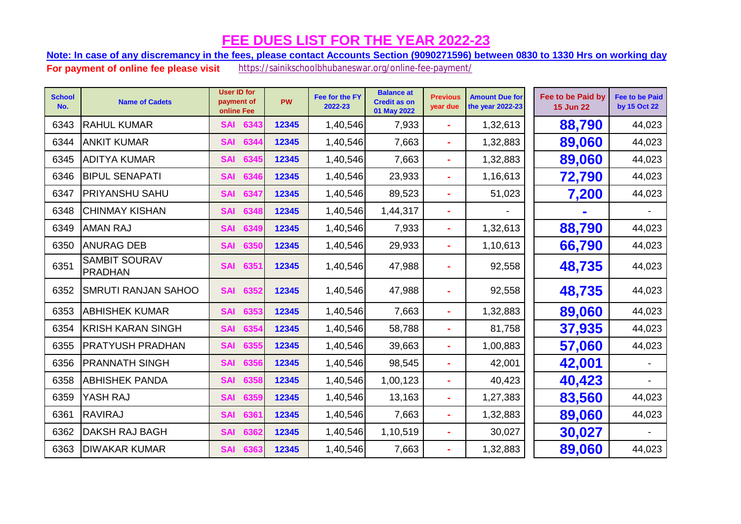# FEE DUES LIST FOR THE YEAR 2022-23

**Note: In case of any discremancy in the fees, please contact Accounts Section (9090271596) between 0830 to 1330 Hrs on working day**

**For payment of online fee please visit** https://sainikschoolbhubaneswar.org/online-fee-payment/

| School No. | Name of Cadets | User ID for payment of online Fee | PW | Fee for the FY 2022-23 | Balance at Credit as on 01 May 2022 | Previous year due | Amount Due for the year 2022-23 | Fee to be Paid by 15 Jun 22 | Fee to be Paid by 15 Oct 22 |
|---|---|---|---|---|---|---|---|---|---|
| 6343 | RAHUL KUMAR | SAI 6343 | 12345 | 1,40,546 | 7,933 | - | 1,32,613 | **88,790** | 44,023 |
| 6344 | ANKIT KUMAR | SAI 6344 | 12345 | 1,40,546 | 7,663 | - | 1,32,883 | **89,060** | 44,023 |
| 6345 | ADITYA KUMAR | SAI 6345 | 12345 | 1,40,546 | 7,663 | - | 1,32,883 | **89,060** | 44,023 |
| 6346 | BIPUL SENAPATI | SAI 6346 | 12345 | 1,40,546 | 23,933 | - | 1,16,613 | **72,790** | 44,023 |
| 6347 | PRIYANSHU SAHU | SAI 6347 | 12345 | 1,40,546 | 89,523 | - | 51,023 | **7,200** | 44,023 |
| 6348 | CHINMAY KISHAN | SAI 6348 | 12345 | 1,40,546 | 1,44,317 | - | - | **-** | - |
| 6349 | AMAN RAJ | SAI 6349 | 12345 | 1,40,546 | 7,933 | - | 1,32,613 | **88,790** | 44,023 |
| 6350 | ANURAG DEB | SAI 6350 | 12345 | 1,40,546 | 29,933 | - | 1,10,613 | **66,790** | 44,023 |
| 6351 | SAMBIT SOURAV PRADHAN | SAI 6351 | 12345 | 1,40,546 | 47,988 | - | 92,558 | **48,735** | 44,023 |
| 6352 | SMRUTI RANJAN SAHOO | SAI 6352 | 12345 | 1,40,546 | 47,988 | - | 92,558 | **48,735** | 44,023 |
| 6353 | ABHISHEK KUMAR | SAI 6353 | 12345 | 1,40,546 | 7,663 | - | 1,32,883 | **89,060** | 44,023 |
| 6354 | KRISH KARAN SINGH | SAI 6354 | 12345 | 1,40,546 | 58,788 | - | 81,758 | **37,935** | 44,023 |
| 6355 | PRATYUSH PRADHAN | SAI 6355 | 12345 | 1,40,546 | 39,663 | - | 1,00,883 | **57,060** | 44,023 |
| 6356 | PRANNATH SINGH | SAI 6356 | 12345 | 1,40,546 | 98,545 | - | 42,001 | **42,001** | - |
| 6358 | ABHISHEK PANDA | SAI 6358 | 12345 | 1,40,546 | 1,00,123 | - | 40,423 | **40,423** | - |
| 6359 | YASH RAJ | SAI 6359 | 12345 | 1,40,546 | 13,163 | - | 1,27,383 | **83,560** | 44,023 |
| 6361 | RAVIRAJ | SAI 6361 | 12345 | 1,40,546 | 7,663 | - | 1,32,883 | **89,060** | 44,023 |
| 6362 | DAKSH RAJ BAGH | SAI 6362 | 12345 | 1,40,546 | 1,10,519 | - | 30,027 | **30,027** | - |
| 6363 | DIWAKAR KUMAR | SAI 6363 | 12345 | 1,40,546 | 7,663 | - | 1,32,883 | **89,060** | 44,023 |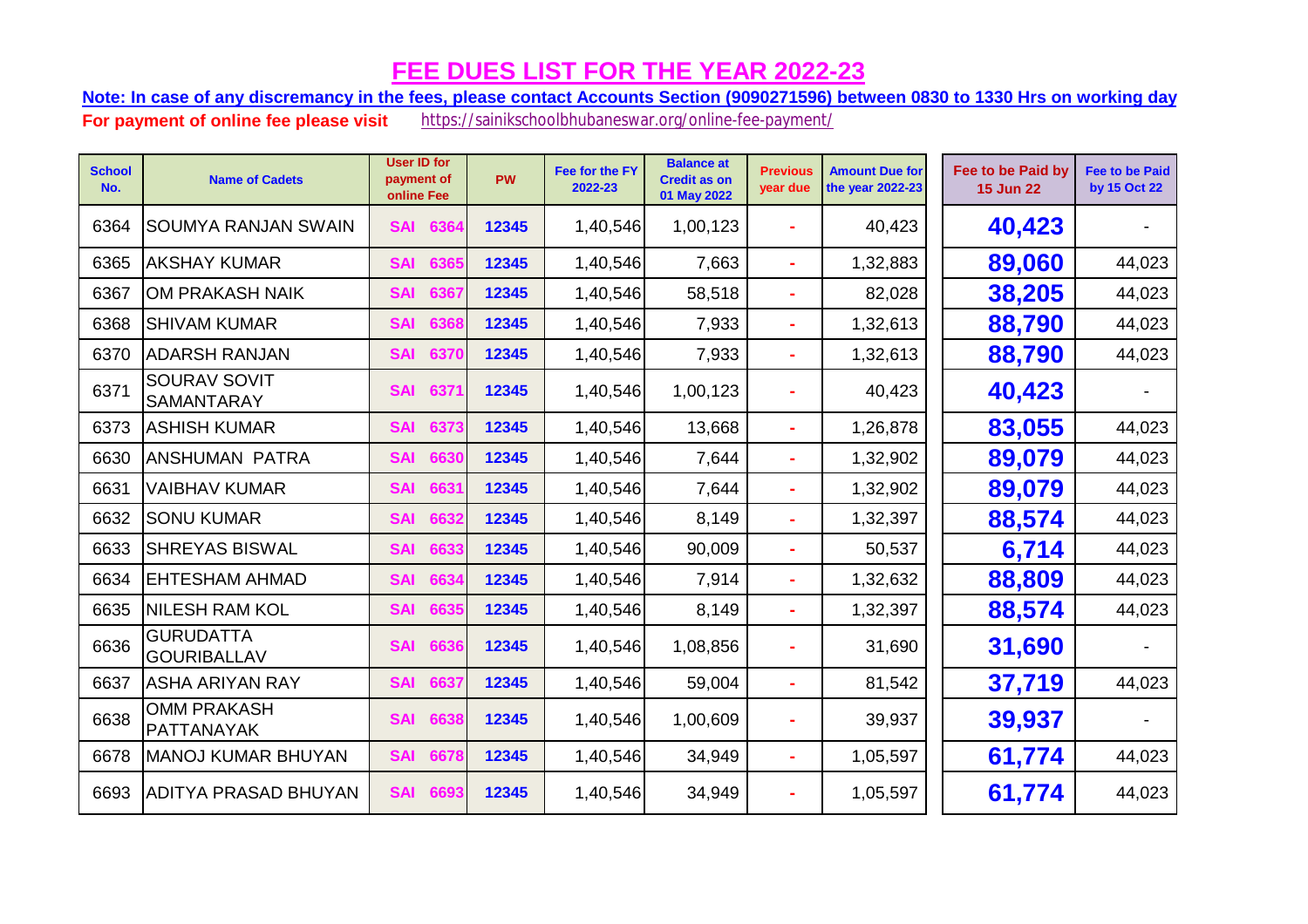# FEE DUES LIST FOR THE YEAR 2022-23

**Note: In case of any discremancy in the fees, please contact Accounts Section (9090271596) between 0830 to 1330 Hrs on working day**

**For payment of online fee please visit** https://sainikschoolbhubaneswar.org/online-fee-payment/

| School No. | Name of Cadets | User ID for payment of online Fee | PW | Fee for the FY 2022-23 | Balance at Credit as on 01 May 2022 | Previous year due | Amount Due for the year 2022-23 | Fee to be Paid by 15 Jun 22 | Fee to be Paid by 15 Oct 22 |
|---|---|---|---|---|---|---|---|---|---|
| 6364 | SOUMYA RANJAN SWAIN | SAI 6364 | 12345 | 1,40,546 | 1,00,123 | - | 40,423 | **40,423** | - |
| 6365 | AKSHAY KUMAR | SAI 6365 | 12345 | 1,40,546 | 7,663 | - | 1,32,883 | **89,060** | 44,023 |
| 6367 | OM PRAKASH NAIK | SAI 6367 | 12345 | 1,40,546 | 58,518 | - | 82,028 | **38,205** | 44,023 |
| 6368 | SHIVAM KUMAR | SAI 6368 | 12345 | 1,40,546 | 7,933 | - | 1,32,613 | **88,790** | 44,023 |
| 6370 | ADARSH RANJAN | SAI 6370 | 12345 | 1,40,546 | 7,933 | - | 1,32,613 | **88,790** | 44,023 |
| 6371 | SOURAV SOVIT SAMANTARAY | SAI 6371 | 12345 | 1,40,546 | 1,00,123 | - | 40,423 | **40,423** | - |
| 6373 | ASHISH KUMAR | SAI 6373 | 12345 | 1,40,546 | 13,668 | - | 1,26,878 | **83,055** | 44,023 |
| 6630 | ANSHUMAN PATRA | SAI 6630 | 12345 | 1,40,546 | 7,644 | - | 1,32,902 | **89,079** | 44,023 |
| 6631 | VAIBHAV KUMAR | SAI 6631 | 12345 | 1,40,546 | 7,644 | - | 1,32,902 | **89,079** | 44,023 |
| 6632 | SONU KUMAR | SAI 6632 | 12345 | 1,40,546 | 8,149 | - | 1,32,397 | **88,574** | 44,023 |
| 6633 | SHREYAS BISWAL | SAI 6633 | 12345 | 1,40,546 | 90,009 | - | 50,537 | **6,714** | 44,023 |
| 6634 | EHTESHAM AHMAD | SAI 6634 | 12345 | 1,40,546 | 7,914 | - | 1,32,632 | **88,809** | 44,023 |
| 6635 | NILESH RAM KOL | SAI 6635 | 12345 | 1,40,546 | 8,149 | - | 1,32,397 | **88,574** | 44,023 |
| 6636 | GURUDATTA GOURIBALLAV | SAI 6636 | 12345 | 1,40,546 | 1,08,856 | - | 31,690 | **31,690** | - |
| 6637 | ASHA ARIYAN RAY | SAI 6637 | 12345 | 1,40,546 | 59,004 | - | 81,542 | **37,719** | 44,023 |
| 6638 | OMM PRAKASH PATTANAYAK | SAI 6638 | 12345 | 1,40,546 | 1,00,609 | - | 39,937 | **39,937** | - |
| 6678 | MANOJ KUMAR BHUYAN | SAI 6678 | 12345 | 1,40,546 | 34,949 | - | 1,05,597 | **61,774** | 44,023 |
| 6693 | ADITYA PRASAD BHUYAN | SAI 6693 | 12345 | 1,40,546 | 34,949 | - | 1,05,597 | **61,774** | 44,023 |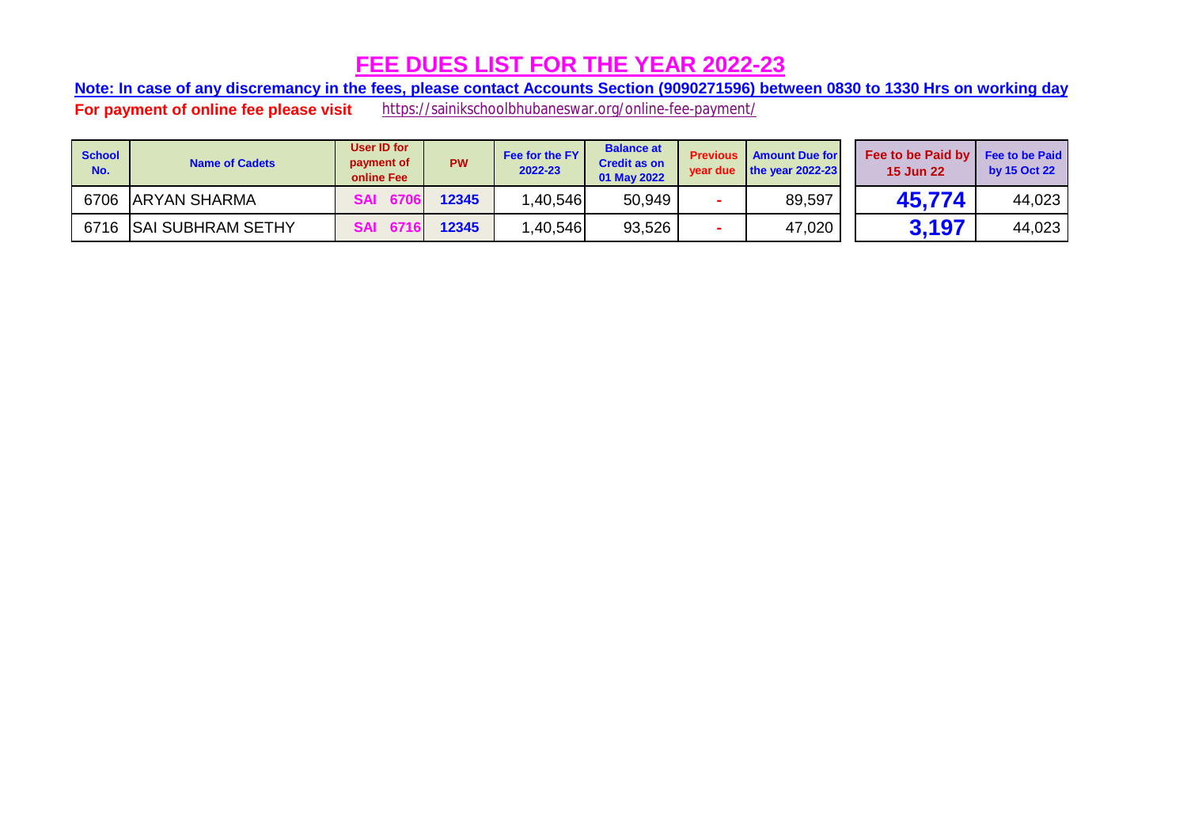# FEE DUES LIST FOR THE YEAR 2022-23

**Note: In case of any discremancy in the fees, please contact Accounts Section (9090271596) between 0830 to 1330 Hrs on working day**

**For payment of online fee please visit** https://sainikschoolbhubaneswar.org/online-fee-payment/

| School No. | Name of Cadets | User ID for payment of online Fee | PW | Fee for the FY 2022-23 | Balance at Credit as on 01 May 2022 | Previous year due | Amount Due for the year 2022-23 | Fee to be Paid by 15 Jun 22 | Fee to be Paid by 15 Oct 22 |
|---|---|---|---|---|---|---|---|---|---|
| 6706 | ARYAN SHARMA | SAI 6706 | 12345 | 1,40,546 | 50,949 | - | 89,597 | **45,774** | 44,023 |
| 6716 | SAI SUBHRAM SETHY | SAI 6716 | 12345 | 1,40,546 | 93,526 | - | 47,020 | **3,197** | 44,023 |